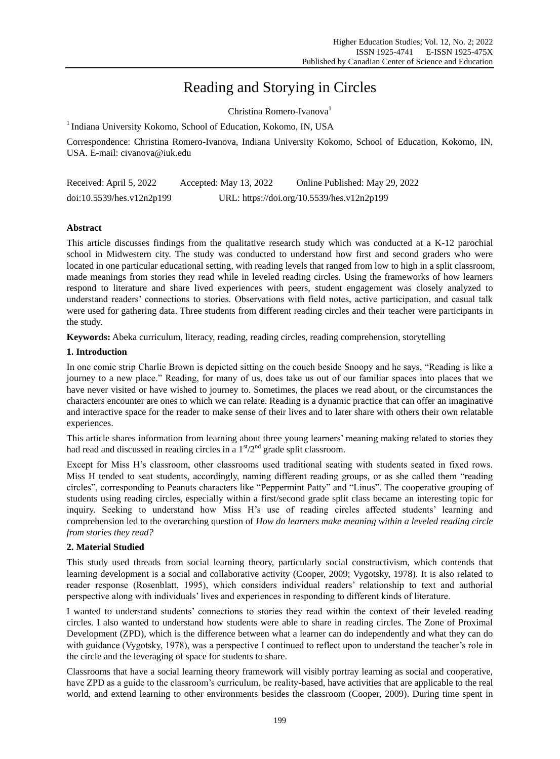# Reading and Storying in Circles

Christina Romero-Ivanova[1]

[1] Indiana University Kokomo, School of Education, Kokomo, IN, USA

Correspondence: Christina Romero-Ivanova, Indiana University Kokomo, School of Education, Kokomo, IN, USA. E-mail: civanova@iuk.edu

Received: April 5, 2022 Accepted: May 13, 2022 Online Published: May 29, 2022

doi:10.5539/hes.v12n2p199 URL: https://doi.org/10.5539/hes.v12n2p199

## Abstract

This article discusses findings from the qualitative research study which was conducted at a K-12 parochial school in Midwestern city. The study was conducted to understand how first and second graders who were located in one particular educational setting, with reading levels that ranged from low to high in a split classroom, made meanings from stories they read while in leveled reading circles. Using the frameworks of how learners respond to literature and share lived experiences with peers, student engagement was closely analyzed to understand readers' connections to stories. Observations with field notes, active participation, and casual talk were used for gathering data. Three students from different reading circles and their teacher were participants in the study.

**Keywords:** Abeka curriculum, literacy, reading, reading circles, reading comprehension, storytelling

## 1. Introduction

In one comic strip Charlie Brown is depicted sitting on the couch beside Snoopy and he says, "Reading is like a journey to a new place." Reading, for many of us, does take us out of our familiar spaces into places that we have never visited or have wished to journey to. Sometimes, the places we read about, or the circumstances the characters encounter are ones to which we can relate. Reading is a dynamic practice that can offer an imaginative and interactive space for the reader to make sense of their lives and to later share with others their own relatable experiences.

This article shares information from learning about three young learners' meaning making related to stories they had read and discussed in reading circles in a 1st/2nd grade split classroom.

Except for Miss H's classroom, other classrooms used traditional seating with students seated in fixed rows. Miss H tended to seat students, accordingly, naming different reading groups, or as she called them "reading circles", corresponding to Peanuts characters like "Peppermint Patty" and "Linus". The cooperative grouping of students using reading circles, especially within a first/second grade split class became an interesting topic for inquiry. Seeking to understand how Miss H's use of reading circles affected students' learning and comprehension led to the overarching question of *How do learners make meaning within a leveled reading circle from stories they read?*

## 2. Material Studied

This study used threads from social learning theory, particularly social constructivism, which contends that learning development is a social and collaborative activity (Cooper, 2009; Vygotsky, 1978). It is also related to reader response (Rosenblatt, 1995), which considers individual readers' relationship to text and authorial perspective along with individuals' lives and experiences in responding to different kinds of literature.

I wanted to understand students' connections to stories they read within the context of their leveled reading circles. I also wanted to understand how students were able to share in reading circles. The Zone of Proximal Development (ZPD), which is the difference between what a learner can do independently and what they can do with guidance (Vygotsky, 1978), was a perspective I continued to reflect upon to understand the teacher's role in the circle and the leveraging of space for students to share.

Classrooms that have a social learning theory framework will visibly portray learning as social and cooperative, have ZPD as a guide to the classroom's curriculum, be reality-based, have activities that are applicable to the real world, and extend learning to other environments besides the classroom (Cooper, 2009). During time spent in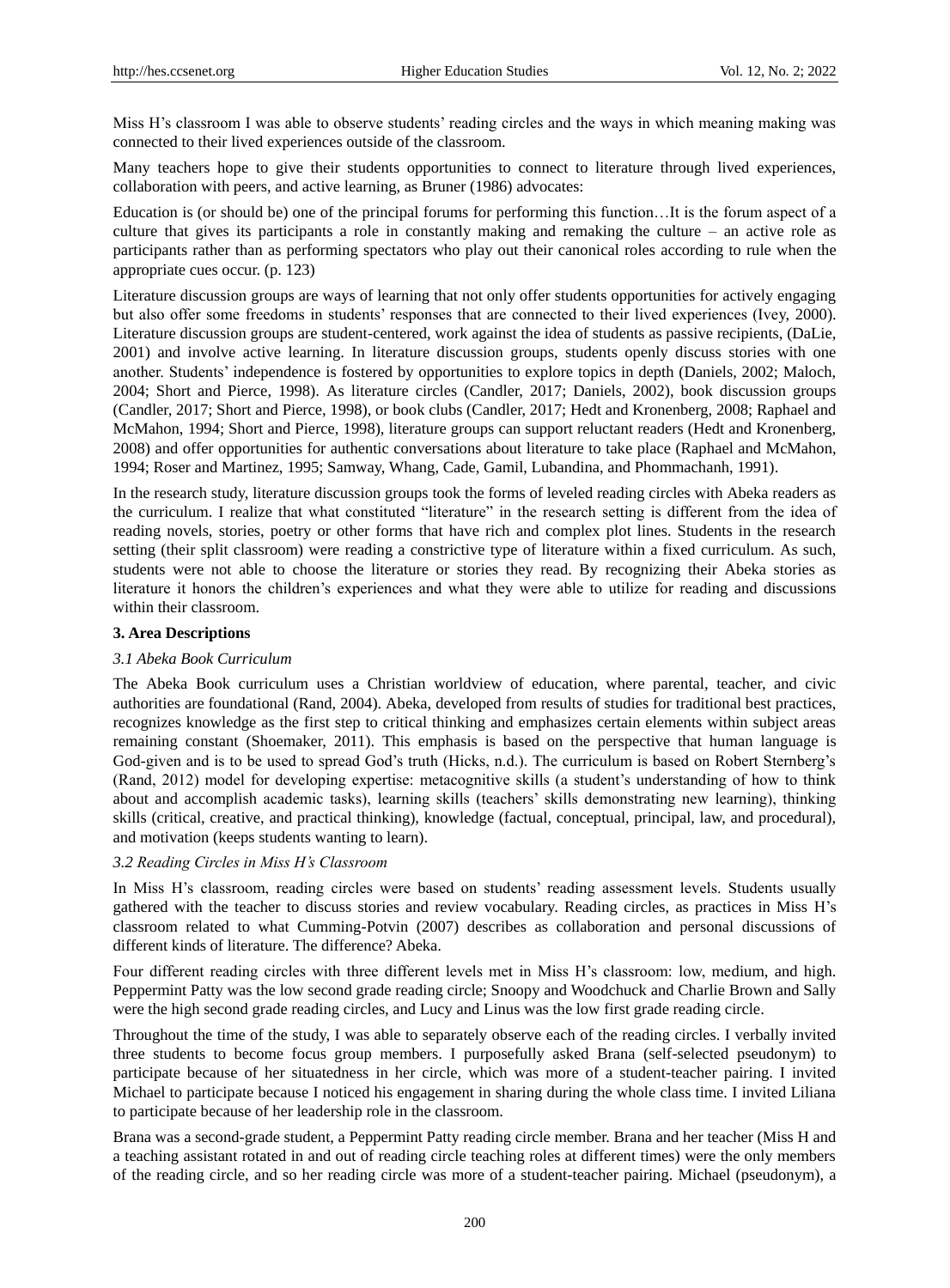Miss H's classroom I was able to observe students' reading circles and the ways in which meaning making was connected to their lived experiences outside of the classroom.

Many teachers hope to give their students opportunities to connect to literature through lived experiences, collaboration with peers, and active learning, as Bruner (1986) advocates:

Education is (or should be) one of the principal forums for performing this function…It is the forum aspect of a culture that gives its participants a role in constantly making and remaking the culture – an active role as participants rather than as performing spectators who play out their canonical roles according to rule when the appropriate cues occur. (p. 123)

Literature discussion groups are ways of learning that not only offer students opportunities for actively engaging but also offer some freedoms in students' responses that are connected to their lived experiences (Ivey, 2000). Literature discussion groups are student-centered, work against the idea of students as passive recipients, (DaLie, 2001) and involve active learning. In literature discussion groups, students openly discuss stories with one another. Students' independence is fostered by opportunities to explore topics in depth (Daniels, 2002; Maloch, 2004; Short and Pierce, 1998). As literature circles (Candler, 2017; Daniels, 2002), book discussion groups (Candler, 2017; Short and Pierce, 1998), or book clubs (Candler, 2017; Hedt and Kronenberg, 2008; Raphael and McMahon, 1994; Short and Pierce, 1998), literature groups can support reluctant readers (Hedt and Kronenberg, 2008) and offer opportunities for authentic conversations about literature to take place (Raphael and McMahon, 1994; Roser and Martinez, 1995; Samway, Whang, Cade, Gamil, Lubandina, and Phommachanh, 1991).

In the research study, literature discussion groups took the forms of leveled reading circles with Abeka readers as the curriculum. I realize that what constituted "literature" in the research setting is different from the idea of reading novels, stories, poetry or other forms that have rich and complex plot lines. Students in the research setting (their split classroom) were reading a constrictive type of literature within a fixed curriculum. As such, students were not able to choose the literature or stories they read. By recognizing their Abeka stories as literature it honors the children's experiences and what they were able to utilize for reading and discussions within their classroom.

## 3. Area Descriptions

### *3.1 Abeka Book Curriculum*

The Abeka Book curriculum uses a Christian worldview of education, where parental, teacher, and civic authorities are foundational (Rand, 2004). Abeka, developed from results of studies for traditional best practices, recognizes knowledge as the first step to critical thinking and emphasizes certain elements within subject areas remaining constant (Shoemaker, 2011). This emphasis is based on the perspective that human language is God-given and is to be used to spread God's truth (Hicks, n.d.). The curriculum is based on Robert Sternberg's (Rand, 2012) model for developing expertise: metacognitive skills (a student's understanding of how to think about and accomplish academic tasks), learning skills (teachers' skills demonstrating new learning), thinking skills (critical, creative, and practical thinking), knowledge (factual, conceptual, principal, law, and procedural), and motivation (keeps students wanting to learn).

### *3.2 Reading Circles in Miss H's Classroom*

In Miss H's classroom, reading circles were based on students' reading assessment levels. Students usually gathered with the teacher to discuss stories and review vocabulary. Reading circles, as practices in Miss H's classroom related to what Cumming-Potvin (2007) describes as collaboration and personal discussions of different kinds of literature. The difference? Abeka.

Four different reading circles with three different levels met in Miss H's classroom: low, medium, and high. Peppermint Patty was the low second grade reading circle; Snoopy and Woodchuck and Charlie Brown and Sally were the high second grade reading circles, and Lucy and Linus was the low first grade reading circle.

Throughout the time of the study, I was able to separately observe each of the reading circles. I verbally invited three students to become focus group members. I purposefully asked Brana (self-selected pseudonym) to participate because of her situatedness in her circle, which was more of a student-teacher pairing. I invited Michael to participate because I noticed his engagement in sharing during the whole class time. I invited Liliana to participate because of her leadership role in the classroom.

Brana was a second-grade student, a Peppermint Patty reading circle member. Brana and her teacher (Miss H and a teaching assistant rotated in and out of reading circle teaching roles at different times) were the only members of the reading circle, and so her reading circle was more of a student-teacher pairing. Michael (pseudonym), a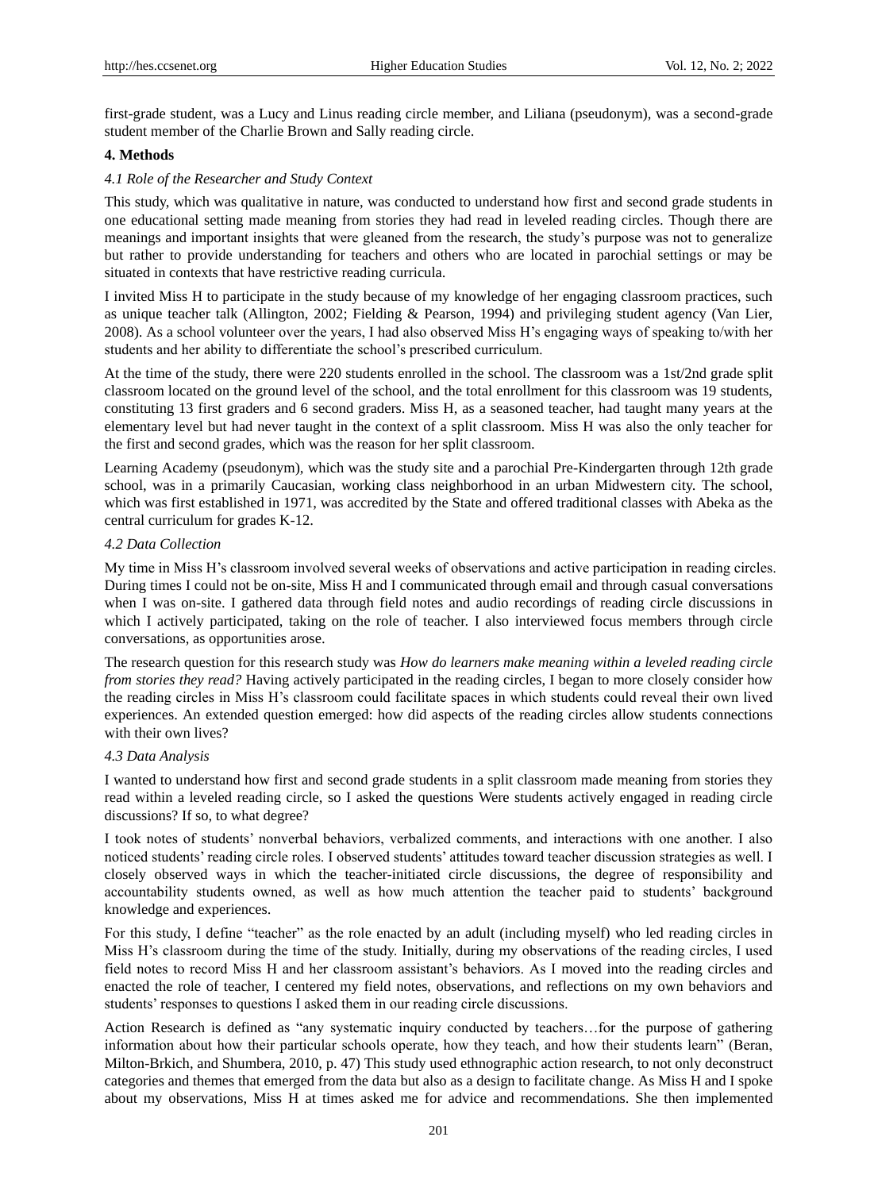first-grade student, was a Lucy and Linus reading circle member, and Liliana (pseudonym), was a second-grade student member of the Charlie Brown and Sally reading circle.

## 4. Methods

### *4.1 Role of the Researcher and Study Context*

This study, which was qualitative in nature, was conducted to understand how first and second grade students in one educational setting made meaning from stories they had read in leveled reading circles. Though there are meanings and important insights that were gleaned from the research, the study's purpose was not to generalize but rather to provide understanding for teachers and others who are located in parochial settings or may be situated in contexts that have restrictive reading curricula.

I invited Miss H to participate in the study because of my knowledge of her engaging classroom practices, such as unique teacher talk (Allington, 2002; Fielding & Pearson, 1994) and privileging student agency (Van Lier, 2008). As a school volunteer over the years, I had also observed Miss H's engaging ways of speaking to/with her students and her ability to differentiate the school's prescribed curriculum.

At the time of the study, there were 220 students enrolled in the school. The classroom was a 1st/2nd grade split classroom located on the ground level of the school, and the total enrollment for this classroom was 19 students, constituting 13 first graders and 6 second graders. Miss H, as a seasoned teacher, had taught many years at the elementary level but had never taught in the context of a split classroom. Miss H was also the only teacher for the first and second grades, which was the reason for her split classroom.

Learning Academy (pseudonym), which was the study site and a parochial Pre-Kindergarten through 12th grade school, was in a primarily Caucasian, working class neighborhood in an urban Midwestern city. The school, which was first established in 1971, was accredited by the State and offered traditional classes with Abeka as the central curriculum for grades K-12.

### *4.2 Data Collection*

My time in Miss H's classroom involved several weeks of observations and active participation in reading circles. During times I could not be on-site, Miss H and I communicated through email and through casual conversations when I was on-site. I gathered data through field notes and audio recordings of reading circle discussions in which I actively participated, taking on the role of teacher. I also interviewed focus members through circle conversations, as opportunities arose.

The research question for this research study was *How do learners make meaning within a leveled reading circle from stories they read?* Having actively participated in the reading circles, I began to more closely consider how the reading circles in Miss H's classroom could facilitate spaces in which students could reveal their own lived experiences. An extended question emerged: how did aspects of the reading circles allow students connections with their own lives?

### *4.3 Data Analysis*

I wanted to understand how first and second grade students in a split classroom made meaning from stories they read within a leveled reading circle, so I asked the questions Were students actively engaged in reading circle discussions? If so, to what degree?

I took notes of students' nonverbal behaviors, verbalized comments, and interactions with one another. I also noticed students' reading circle roles. I observed students' attitudes toward teacher discussion strategies as well. I closely observed ways in which the teacher-initiated circle discussions, the degree of responsibility and accountability students owned, as well as how much attention the teacher paid to students' background knowledge and experiences.

For this study, I define "teacher" as the role enacted by an adult (including myself) who led reading circles in Miss H's classroom during the time of the study. Initially, during my observations of the reading circles, I used field notes to record Miss H and her classroom assistant's behaviors. As I moved into the reading circles and enacted the role of teacher, I centered my field notes, observations, and reflections on my own behaviors and students' responses to questions I asked them in our reading circle discussions.

Action Research is defined as "any systematic inquiry conducted by teachers…for the purpose of gathering information about how their particular schools operate, how they teach, and how their students learn" (Beran, Milton-Brkich, and Shumbera, 2010, p. 47) This study used ethnographic action research, to not only deconstruct categories and themes that emerged from the data but also as a design to facilitate change. As Miss H and I spoke about my observations, Miss H at times asked me for advice and recommendations. She then implemented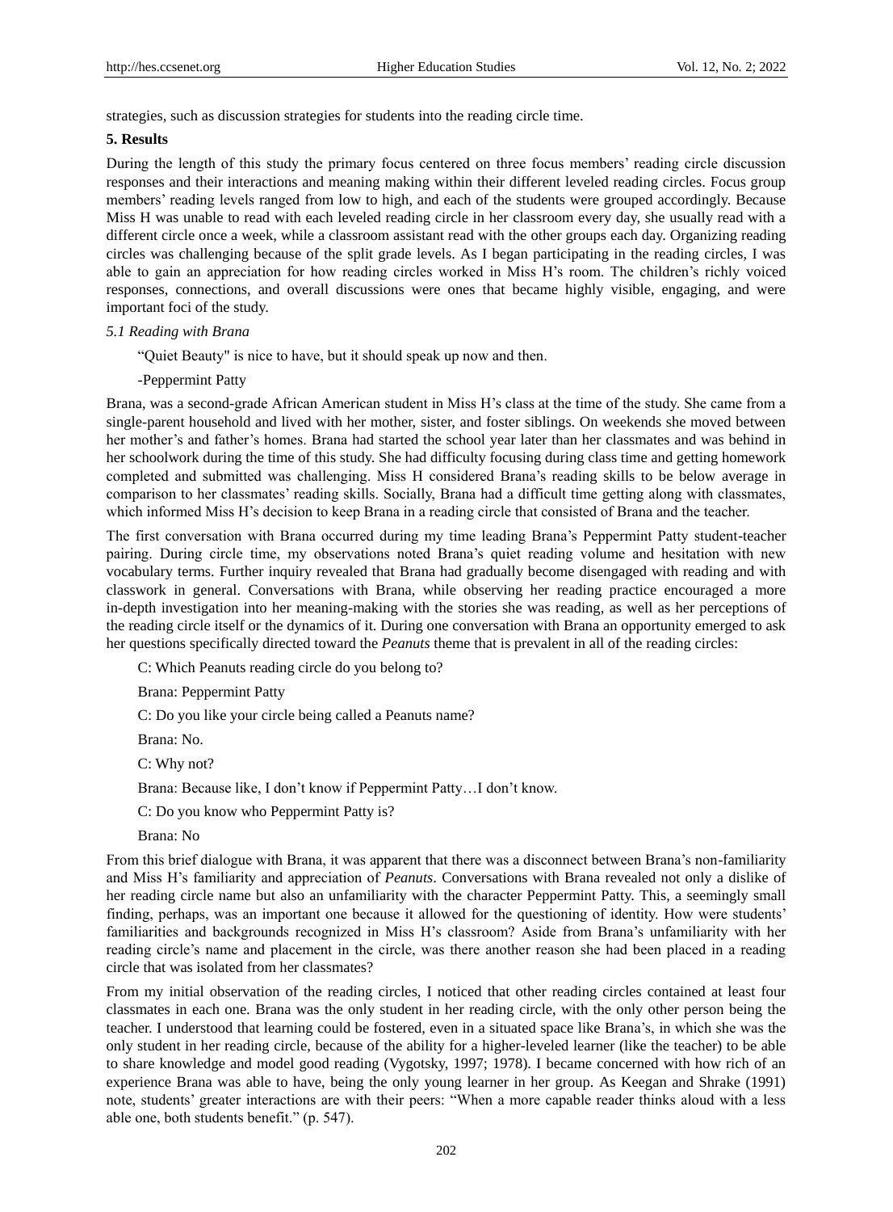strategies, such as discussion strategies for students into the reading circle time.

## 5. Results

During the length of this study the primary focus centered on three focus members' reading circle discussion responses and their interactions and meaning making within their different leveled reading circles. Focus group members' reading levels ranged from low to high, and each of the students were grouped accordingly. Because Miss H was unable to read with each leveled reading circle in her classroom every day, she usually read with a different circle once a week, while a classroom assistant read with the other groups each day. Organizing reading circles was challenging because of the split grade levels. As I began participating in the reading circles, I was able to gain an appreciation for how reading circles worked in Miss H's room. The children's richly voiced responses, connections, and overall discussions were ones that became highly visible, engaging, and were important foci of the study.

### *5.1 Reading with Brana*

> "Quiet Beauty" is nice to have, but it should speak up now and then.
>
> -Peppermint Patty

Brana, was a second-grade African American student in Miss H's class at the time of the study. She came from a single-parent household and lived with her mother, sister, and foster siblings. On weekends she moved between her mother's and father's homes. Brana had started the school year later than her classmates and was behind in her schoolwork during the time of this study. She had difficulty focusing during class time and getting homework completed and submitted was challenging. Miss H considered Brana's reading skills to be below average in comparison to her classmates' reading skills. Socially, Brana had a difficult time getting along with classmates, which informed Miss H's decision to keep Brana in a reading circle that consisted of Brana and the teacher.

The first conversation with Brana occurred during my time leading Brana's Peppermint Patty student-teacher pairing. During circle time, my observations noted Brana's quiet reading volume and hesitation with new vocabulary terms. Further inquiry revealed that Brana had gradually become disengaged with reading and with classwork in general. Conversations with Brana, while observing her reading practice encouraged a more in-depth investigation into her meaning-making with the stories she was reading, as well as her perceptions of the reading circle itself or the dynamics of it. During one conversation with Brana an opportunity emerged to ask her questions specifically directed toward the *Peanuts* theme that is prevalent in all of the reading circles:

> C: Which Peanuts reading circle do you belong to?
>
> Brana: Peppermint Patty
>
> C: Do you like your circle being called a Peanuts name?
>
> Brana: No.
>
> C: Why not?
>
> Brana: Because like, I don't know if Peppermint Patty…I don't know.
>
> C: Do you know who Peppermint Patty is?
>
> Brana: No

From this brief dialogue with Brana, it was apparent that there was a disconnect between Brana's non-familiarity and Miss H's familiarity and appreciation of *Peanuts*. Conversations with Brana revealed not only a dislike of her reading circle name but also an unfamiliarity with the character Peppermint Patty. This, a seemingly small finding, perhaps, was an important one because it allowed for the questioning of identity. How were students' familiarities and backgrounds recognized in Miss H's classroom? Aside from Brana's unfamiliarity with her reading circle's name and placement in the circle, was there another reason she had been placed in a reading circle that was isolated from her classmates?

From my initial observation of the reading circles, I noticed that other reading circles contained at least four classmates in each one. Brana was the only student in her reading circle, with the only other person being the teacher. I understood that learning could be fostered, even in a situated space like Brana's, in which she was the only student in her reading circle, because of the ability for a higher-leveled learner (like the teacher) to be able to share knowledge and model good reading (Vygotsky, 1997; 1978). I became concerned with how rich of an experience Brana was able to have, being the only young learner in her group. As Keegan and Shrake (1991) note, students' greater interactions are with their peers: "When a more capable reader thinks aloud with a less able one, both students benefit." (p. 547).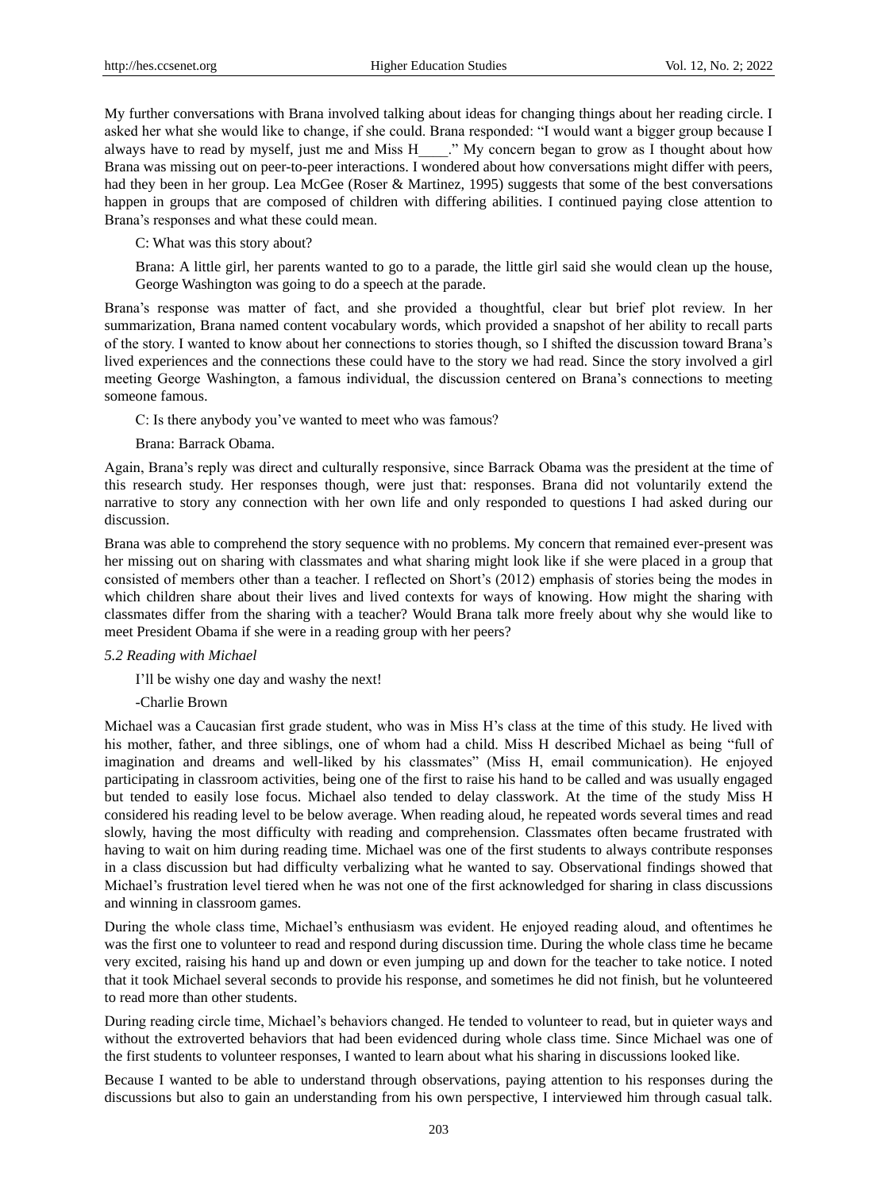My further conversations with Brana involved talking about ideas for changing things about her reading circle. I asked her what she would like to change, if she could. Brana responded: "I would want a bigger group because I always have to read by myself, just me and Miss H____." My concern began to grow as I thought about how Brana was missing out on peer-to-peer interactions. I wondered about how conversations might differ with peers, had they been in her group. Lea McGee (Roser & Martinez, 1995) suggests that some of the best conversations happen in groups that are composed of children with differing abilities. I continued paying close attention to Brana's responses and what these could mean.

> C: What was this story about?
>
> Brana: A little girl, her parents wanted to go to a parade, the little girl said she would clean up the house, George Washington was going to do a speech at the parade.

Brana's response was matter of fact, and she provided a thoughtful, clear but brief plot review. In her summarization, Brana named content vocabulary words, which provided a snapshot of her ability to recall parts of the story. I wanted to know about her connections to stories though, so I shifted the discussion toward Brana's lived experiences and the connections these could have to the story we had read. Since the story involved a girl meeting George Washington, a famous individual, the discussion centered on Brana's connections to meeting someone famous.

> C: Is there anybody you've wanted to meet who was famous?
>
> Brana: Barrack Obama.

Again, Brana's reply was direct and culturally responsive, since Barrack Obama was the president at the time of this research study. Her responses though, were just that: responses. Brana did not voluntarily extend the narrative to story any connection with her own life and only responded to questions I had asked during our discussion.

Brana was able to comprehend the story sequence with no problems. My concern that remained ever-present was her missing out on sharing with classmates and what sharing might look like if she were placed in a group that consisted of members other than a teacher. I reflected on Short's (2012) emphasis of stories being the modes in which children share about their lives and lived contexts for ways of knowing. How might the sharing with classmates differ from the sharing with a teacher? Would Brana talk more freely about why she would like to meet President Obama if she were in a reading group with her peers?

### *5.2 Reading with Michael*

> I'll be wishy one day and washy the next!
>
> -Charlie Brown

Michael was a Caucasian first grade student, who was in Miss H's class at the time of this study. He lived with his mother, father, and three siblings, one of whom had a child. Miss H described Michael as being "full of imagination and dreams and well-liked by his classmates" (Miss H, email communication). He enjoyed participating in classroom activities, being one of the first to raise his hand to be called and was usually engaged but tended to easily lose focus. Michael also tended to delay classwork. At the time of the study Miss H considered his reading level to be below average. When reading aloud, he repeated words several times and read slowly, having the most difficulty with reading and comprehension. Classmates often became frustrated with having to wait on him during reading time. Michael was one of the first students to always contribute responses in a class discussion but had difficulty verbalizing what he wanted to say. Observational findings showed that Michael's frustration level tiered when he was not one of the first acknowledged for sharing in class discussions and winning in classroom games.

During the whole class time, Michael's enthusiasm was evident. He enjoyed reading aloud, and oftentimes he was the first one to volunteer to read and respond during discussion time. During the whole class time he became very excited, raising his hand up and down or even jumping up and down for the teacher to take notice. I noted that it took Michael several seconds to provide his response, and sometimes he did not finish, but he volunteered to read more than other students.

During reading circle time, Michael's behaviors changed. He tended to volunteer to read, but in quieter ways and without the extroverted behaviors that had been evidenced during whole class time. Since Michael was one of the first students to volunteer responses, I wanted to learn about what his sharing in discussions looked like.

Because I wanted to be able to understand through observations, paying attention to his responses during the discussions but also to gain an understanding from his own perspective, I interviewed him through casual talk.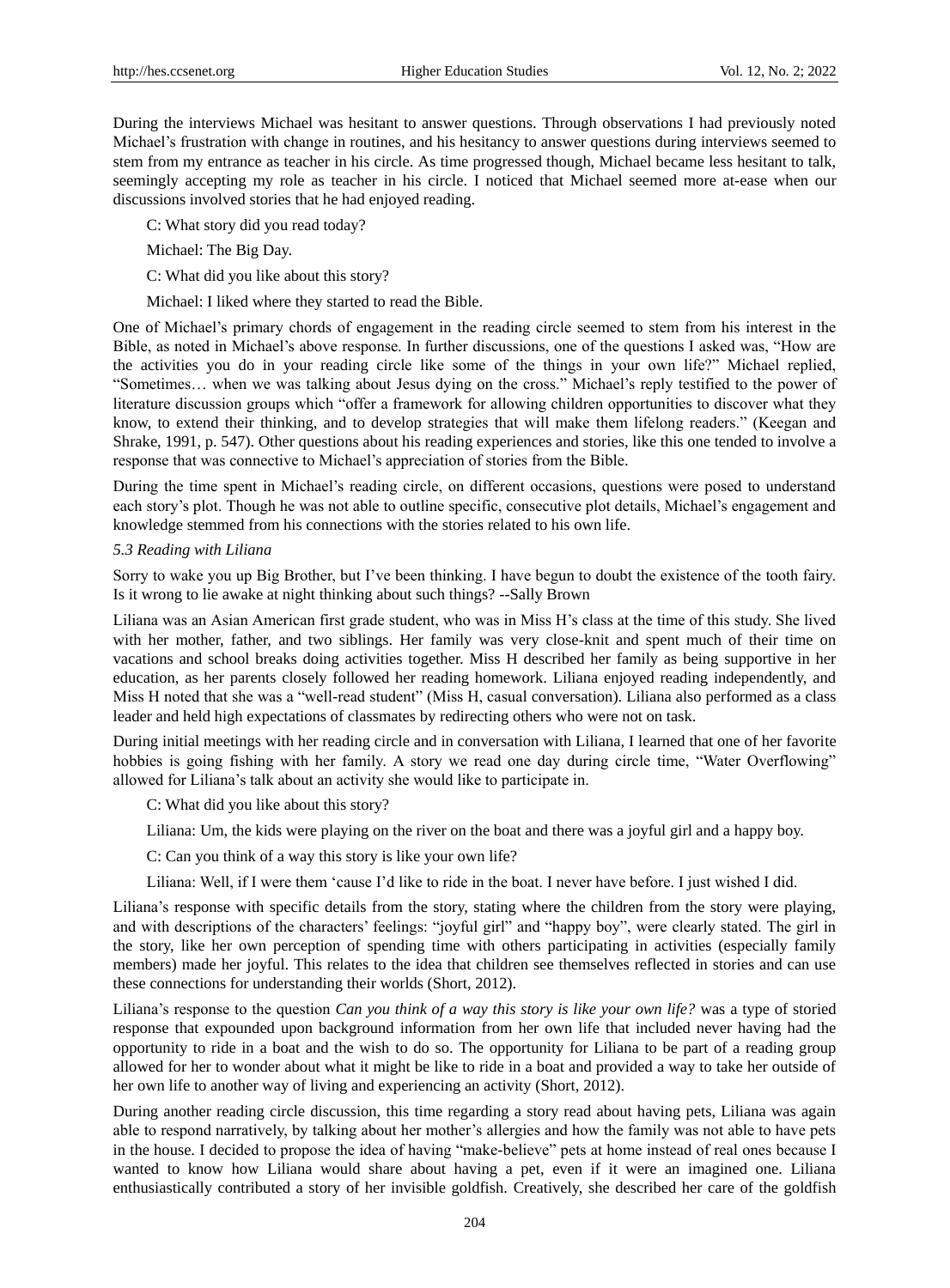During the interviews Michael was hesitant to answer questions. Through observations I had previously noted Michael's frustration with change in routines, and his hesitancy to answer questions during interviews seemed to stem from my entrance as teacher in his circle. As time progressed though, Michael became less hesitant to talk, seemingly accepting my role as teacher in his circle. I noticed that Michael seemed more at-ease when our discussions involved stories that he had enjoyed reading.

> C: What story did you read today?
>
> Michael: The Big Day.
>
> C: What did you like about this story?
>
> Michael: I liked where they started to read the Bible.

One of Michael's primary chords of engagement in the reading circle seemed to stem from his interest in the Bible, as noted in Michael's above response. In further discussions, one of the questions I asked was, "How are the activities you do in your reading circle like some of the things in your own life?" Michael replied, "Sometimes… when we was talking about Jesus dying on the cross." Michael's reply testified to the power of literature discussion groups which "offer a framework for allowing children opportunities to discover what they know, to extend their thinking, and to develop strategies that will make them lifelong readers." (Keegan and Shrake, 1991, p. 547). Other questions about his reading experiences and stories, like this one tended to involve a response that was connective to Michael's appreciation of stories from the Bible.

During the time spent in Michael's reading circle, on different occasions, questions were posed to understand each story's plot. Though he was not able to outline specific, consecutive plot details, Michael's engagement and knowledge stemmed from his connections with the stories related to his own life.

### *5.3 Reading with Liliana*

Sorry to wake you up Big Brother, but I've been thinking. I have begun to doubt the existence of the tooth fairy. Is it wrong to lie awake at night thinking about such things? --Sally Brown

Liliana was an Asian American first grade student, who was in Miss H's class at the time of this study. She lived with her mother, father, and two siblings. Her family was very close-knit and spent much of their time on vacations and school breaks doing activities together. Miss H described her family as being supportive in her education, as her parents closely followed her reading homework. Liliana enjoyed reading independently, and Miss H noted that she was a "well-read student" (Miss H, casual conversation). Liliana also performed as a class leader and held high expectations of classmates by redirecting others who were not on task.

During initial meetings with her reading circle and in conversation with Liliana, I learned that one of her favorite hobbies is going fishing with her family. A story we read one day during circle time, "Water Overflowing" allowed for Liliana's talk about an activity she would like to participate in.

> C: What did you like about this story?
>
> Liliana: Um, the kids were playing on the river on the boat and there was a joyful girl and a happy boy.
>
> C: Can you think of a way this story is like your own life?
>
> Liliana: Well, if I were them 'cause I'd like to ride in the boat. I never have before. I just wished I did.

Liliana's response with specific details from the story, stating where the children from the story were playing, and with descriptions of the characters' feelings: "joyful girl" and "happy boy", were clearly stated. The girl in the story, like her own perception of spending time with others participating in activities (especially family members) made her joyful. This relates to the idea that children see themselves reflected in stories and can use these connections for understanding their worlds (Short, 2012).

Liliana's response to the question *Can you think of a way this story is like your own life?* was a type of storied response that expounded upon background information from her own life that included never having had the opportunity to ride in a boat and the wish to do so. The opportunity for Liliana to be part of a reading group allowed for her to wonder about what it might be like to ride in a boat and provided a way to take her outside of her own life to another way of living and experiencing an activity (Short, 2012).

During another reading circle discussion, this time regarding a story read about having pets, Liliana was again able to respond narratively, by talking about her mother's allergies and how the family was not able to have pets in the house. I decided to propose the idea of having "make-believe" pets at home instead of real ones because I wanted to know how Liliana would share about having a pet, even if it were an imagined one. Liliana enthusiastically contributed a story of her invisible goldfish. Creatively, she described her care of the goldfish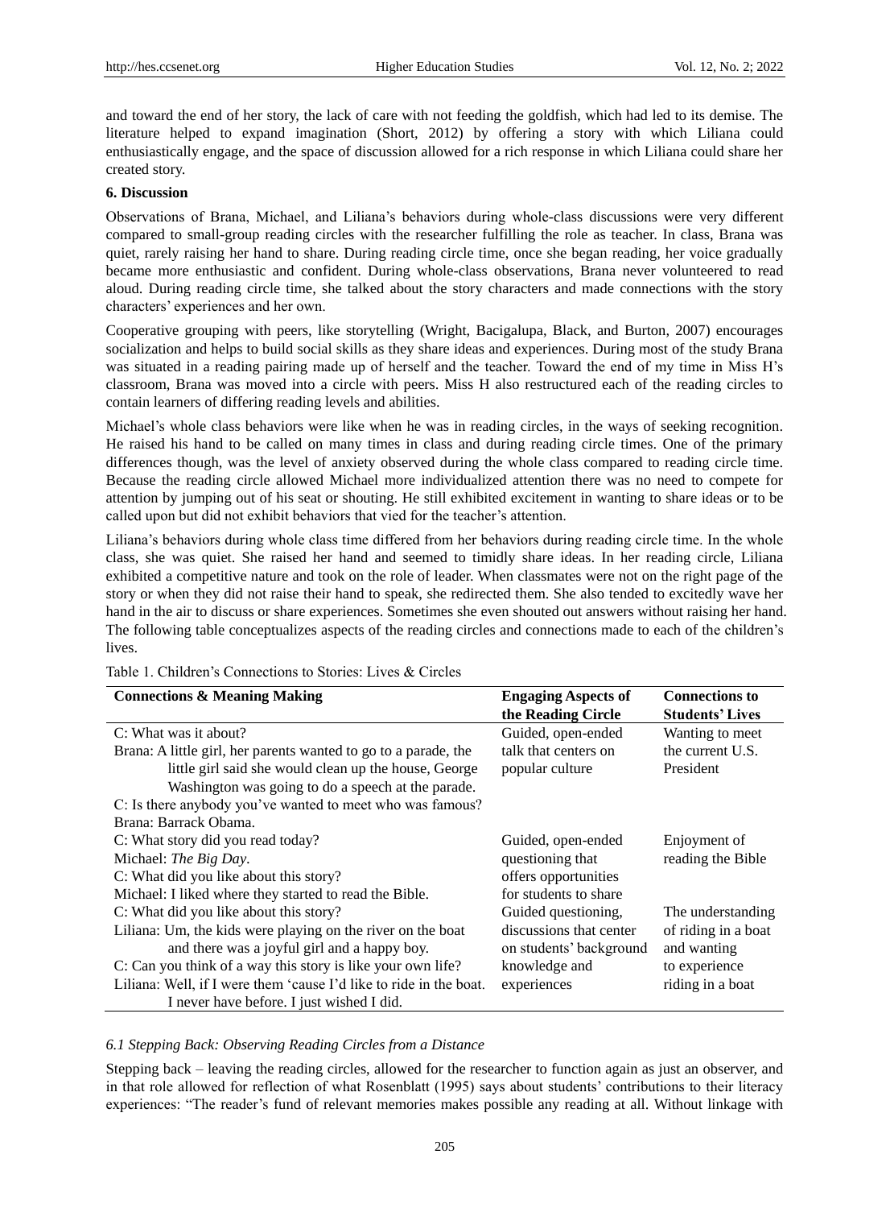and toward the end of her story, the lack of care with not feeding the goldfish, which had led to its demise. The literature helped to expand imagination (Short, 2012) by offering a story with which Liliana could enthusiastically engage, and the space of discussion allowed for a rich response in which Liliana could share her created story.

## 6. Discussion

Observations of Brana, Michael, and Liliana's behaviors during whole-class discussions were very different compared to small-group reading circles with the researcher fulfilling the role as teacher. In class, Brana was quiet, rarely raising her hand to share. During reading circle time, once she began reading, her voice gradually became more enthusiastic and confident. During whole-class observations, Brana never volunteered to read aloud. During reading circle time, she talked about the story characters and made connections with the story characters' experiences and her own.

Cooperative grouping with peers, like storytelling (Wright, Bacigalupa, Black, and Burton, 2007) encourages socialization and helps to build social skills as they share ideas and experiences. During most of the study Brana was situated in a reading pairing made up of herself and the teacher. Toward the end of my time in Miss H's classroom, Brana was moved into a circle with peers. Miss H also restructured each of the reading circles to contain learners of differing reading levels and abilities.

Michael's whole class behaviors were like when he was in reading circles, in the ways of seeking recognition. He raised his hand to be called on many times in class and during reading circle times. One of the primary differences though, was the level of anxiety observed during the whole class compared to reading circle time. Because the reading circle allowed Michael more individualized attention there was no need to compete for attention by jumping out of his seat or shouting. He still exhibited excitement in wanting to share ideas or to be called upon but did not exhibit behaviors that vied for the teacher's attention.

Liliana's behaviors during whole class time differed from her behaviors during reading circle time. In the whole class, she was quiet. She raised her hand and seemed to timidly share ideas. In her reading circle, Liliana exhibited a competitive nature and took on the role of leader. When classmates were not on the right page of the story or when they did not raise their hand to speak, she redirected them. She also tended to excitedly wave her hand in the air to discuss or share experiences. Sometimes she even shouted out answers without raising her hand. The following table conceptualizes aspects of the reading circles and connections made to each of the children's lives.

Table 1. Children's Connections to Stories: Lives & Circles

| Connections & Meaning Making | Engaging Aspects of the Reading Circle | Connections to Students' Lives |
|---|---|---|
| C: What was it about?<br>Brana: A little girl, her parents wanted to go to a parade, the little girl said she would clean up the house, George Washington was going to do a speech at the parade.<br>C: Is there anybody you've wanted to meet who was famous?<br>Brana: Barrack Obama. | Guided, open-ended talk that centers on popular culture | Wanting to meet the current U.S. President |
| C: What story did you read today?<br>Michael: *The Big Day*.<br>C: What did you like about this story?<br>Michael: I liked where they started to read the Bible. | Guided, open-ended questioning that offers opportunities for students to share | Enjoyment of reading the Bible |
| C: What did you like about this story?<br>Liliana: Um, the kids were playing on the river on the boat and there was a joyful girl and a happy boy.<br>C: Can you think of a way this story is like your own life?<br>Liliana: Well, if I were them 'cause I'd like to ride in the boat. I never have before. I just wished I did. | Guided questioning, discussions that center on students' background knowledge and experiences | The understanding of riding in a boat and wanting to experience riding in a boat |

### 6.1 Stepping Back: Observing Reading Circles from a Distance

Stepping back – leaving the reading circles, allowed for the researcher to function again as just an observer, and in that role allowed for reflection of what Rosenblatt (1995) says about students' contributions to their literacy experiences: "The reader's fund of relevant memories makes possible any reading at all. Without linkage with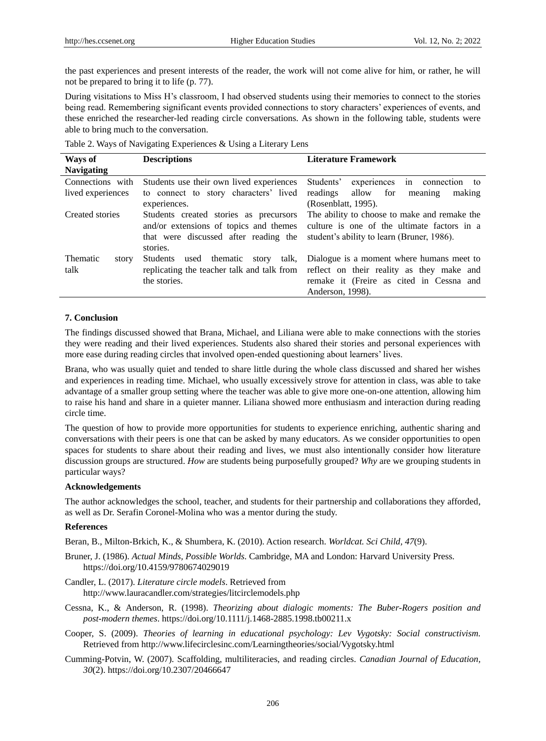the past experiences and present interests of the reader, the work will not come alive for him, or rather, he will not be prepared to bring it to life (p. 77).

During visitations to Miss H's classroom, I had observed students using their memories to connect to the stories being read. Remembering significant events provided connections to story characters' experiences of events, and these enriched the researcher-led reading circle conversations. As shown in the following table, students were able to bring much to the conversation.

Table 2. Ways of Navigating Experiences & Using a Literary Lens

| Ways of Navigating | Descriptions | Literature Framework |
|---|---|---|
| Connections with lived experiences | Students use their own lived experiences to connect to story characters' lived experiences. | Students' experiences in connection to readings allow for meaning making (Rosenblatt, 1995). |
| Created stories | Students created stories as precursors and/or extensions of topics and themes that were discussed after reading the stories. | The ability to choose to make and remake the culture is one of the ultimate factors in a student's ability to learn (Bruner, 1986). |
| Thematic story talk | Students used thematic story talk, replicating the teacher talk and talk from the stories. | Dialogue is a moment where humans meet to reflect on their reality as they make and remake it (Freire as cited in Cessna and Anderson, 1998). |

## 7. Conclusion

The findings discussed showed that Brana, Michael, and Liliana were able to make connections with the stories they were reading and their lived experiences. Students also shared their stories and personal experiences with more ease during reading circles that involved open-ended questioning about learners' lives.

Brana, who was usually quiet and tended to share little during the whole class discussed and shared her wishes and experiences in reading time. Michael, who usually excessively strove for attention in class, was able to take advantage of a smaller group setting where the teacher was able to give more one-on-one attention, allowing him to raise his hand and share in a quieter manner. Liliana showed more enthusiasm and interaction during reading circle time.

The question of how to provide more opportunities for students to experience enriching, authentic sharing and conversations with their peers is one that can be asked by many educators. As we consider opportunities to open spaces for students to share about their reading and lives, we must also intentionally consider how literature discussion groups are structured. *How* are students being purposefully grouped? *Why* are we grouping students in particular ways?

### Acknowledgements

The author acknowledges the school, teacher, and students for their partnership and collaborations they afforded, as well as Dr. Serafin Coronel-Molina who was a mentor during the study.

### References

Beran, B., Milton-Brkich, K., & Shumbera, K. (2010). Action research. *Worldcat. Sci Child, 47*(9).

Bruner, J. (1986). *Actual Minds, Possible Worlds*. Cambridge, MA and London: Harvard University Press. https://doi.org/10.4159/9780674029019

Candler, L. (2017). *Literature circle models*. Retrieved from http://www.lauracandler.com/strategies/litcirclemodels.php

Cessna, K., & Anderson, R. (1998). *Theorizing about dialogic moments: The Buber-Rogers position and post-modern themes*. https://doi.org/10.1111/j.1468-2885.1998.tb00211.x

Cooper, S. (2009). *Theories of learning in educational psychology: Lev Vygotsky: Social constructivism.* Retrieved from http://www.lifecirclesinc.com/Learningtheories/social/Vygotsky.html

Cumming-Potvin, W. (2007). Scaffolding, multiliteracies, and reading circles. *Canadian Journal of Education, 30*(2). https://doi.org/10.2307/20466647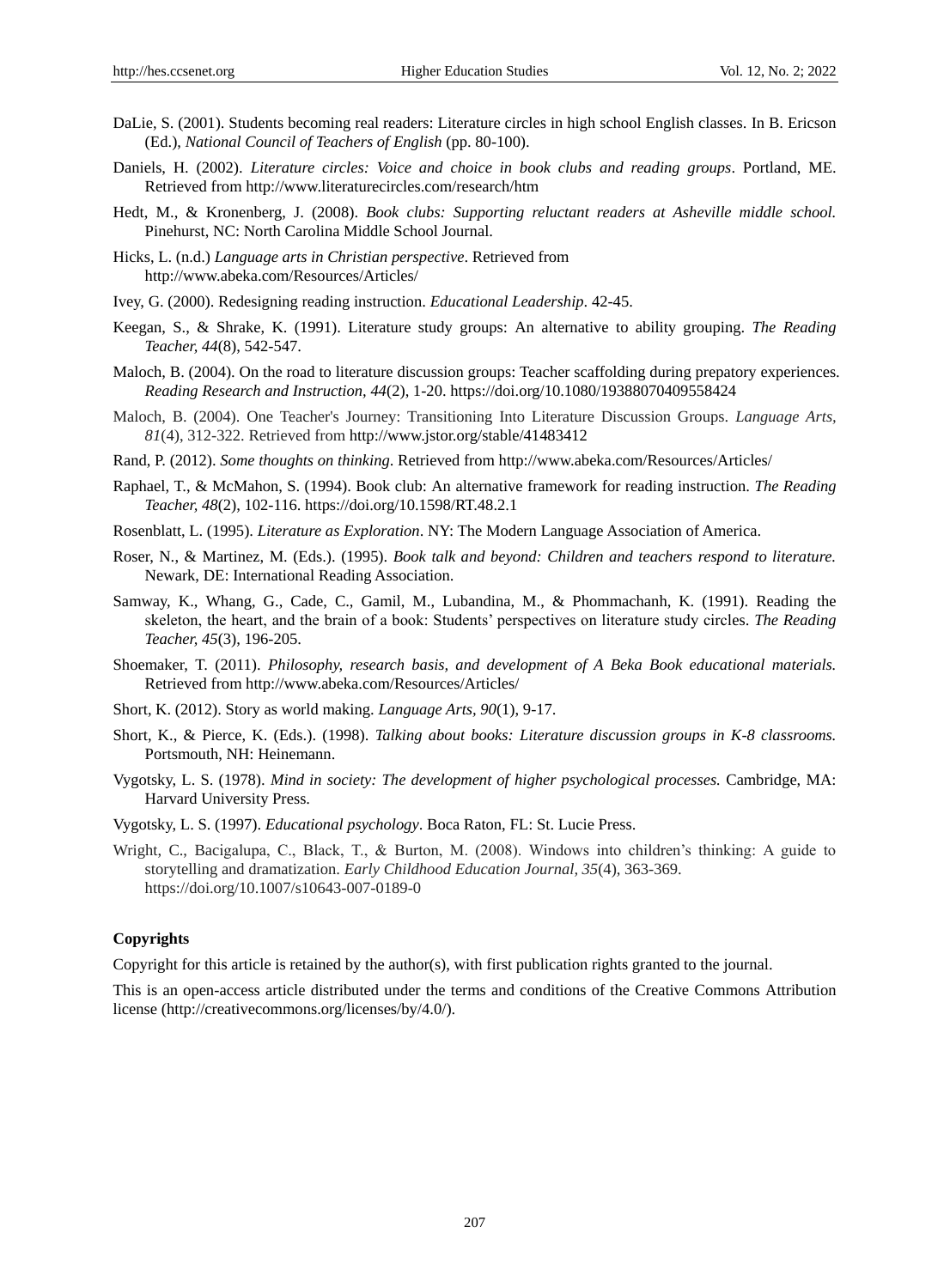DaLie, S. (2001). Students becoming real readers: Literature circles in high school English classes. In B. Ericson (Ed.), *National Council of Teachers of English* (pp. 80-100).

Daniels, H. (2002). *Literature circles: Voice and choice in book clubs and reading groups*. Portland, ME. Retrieved from http://www.literaturecircles.com/research/htm

Hedt, M., & Kronenberg, J. (2008). *Book clubs: Supporting reluctant readers at Asheville middle school.* Pinehurst, NC: North Carolina Middle School Journal.

Hicks, L. (n.d.) *Language arts in Christian perspective*. Retrieved from http://www.abeka.com/Resources/Articles/

Ivey, G. (2000). Redesigning reading instruction. *Educational Leadership*. 42-45.

Keegan, S., & Shrake, K. (1991). Literature study groups: An alternative to ability grouping. *The Reading Teacher, 44*(8), 542-547.

Maloch, B. (2004). On the road to literature discussion groups: Teacher scaffolding during prepatory experiences. *Reading Research and Instruction, 44*(2), 1-20. https://doi.org/10.1080/19388070409558424

Maloch, B. (2004). One Teacher's Journey: Transitioning Into Literature Discussion Groups. *Language Arts, 81*(4), 312-322. Retrieved from http://www.jstor.org/stable/41483412

Rand, P. (2012). *Some thoughts on thinking*. Retrieved from http://www.abeka.com/Resources/Articles/

Raphael, T., & McMahon, S. (1994). Book club: An alternative framework for reading instruction. *The Reading Teacher, 48*(2), 102-116. https://doi.org/10.1598/RT.48.2.1

Rosenblatt, L. (1995). *Literature as Exploration*. NY: The Modern Language Association of America.

Roser, N., & Martinez, M. (Eds.). (1995). *Book talk and beyond: Children and teachers respond to literature.* Newark, DE: International Reading Association.

Samway, K., Whang, G., Cade, C., Gamil, M., Lubandina, M., & Phommachanh, K. (1991). Reading the skeleton, the heart, and the brain of a book: Students' perspectives on literature study circles. *The Reading Teacher, 45*(3), 196-205.

Shoemaker, T. (2011). *Philosophy, research basis, and development of A Beka Book educational materials.* Retrieved from http://www.abeka.com/Resources/Articles/

Short, K. (2012). Story as world making. *Language Arts, 90*(1), 9-17.

Short, K., & Pierce, K. (Eds.). (1998). *Talking about books: Literature discussion groups in K-8 classrooms.* Portsmouth, NH: Heinemann.

Vygotsky, L. S. (1978). *Mind in society: The development of higher psychological processes.* Cambridge, MA: Harvard University Press.

Vygotsky, L. S. (1997). *Educational psychology*. Boca Raton, FL: St. Lucie Press.

Wright, C., Bacigalupa, C., Black, T., & Burton, M. (2008). Windows into children's thinking: A guide to storytelling and dramatization. *Early Childhood Education Journal, 35*(4), 363-369. https://doi.org/10.1007/s10643-007-0189-0

**Copyrights**

Copyright for this article is retained by the author(s), with first publication rights granted to the journal.

This is an open-access article distributed under the terms and conditions of the Creative Commons Attribution license (http://creativecommons.org/licenses/by/4.0/).